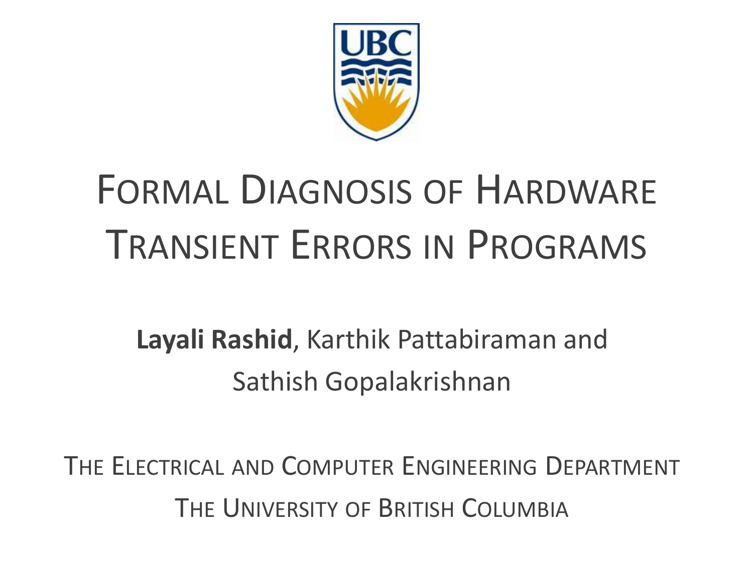# Formal Diagnosis of Hardware Transient Errors in Programs

**Layali Rashid**, Karthik Pattabiraman and Sathish Gopalakrishnan

The Electrical and Computer Engineering Department

The University of British Columbia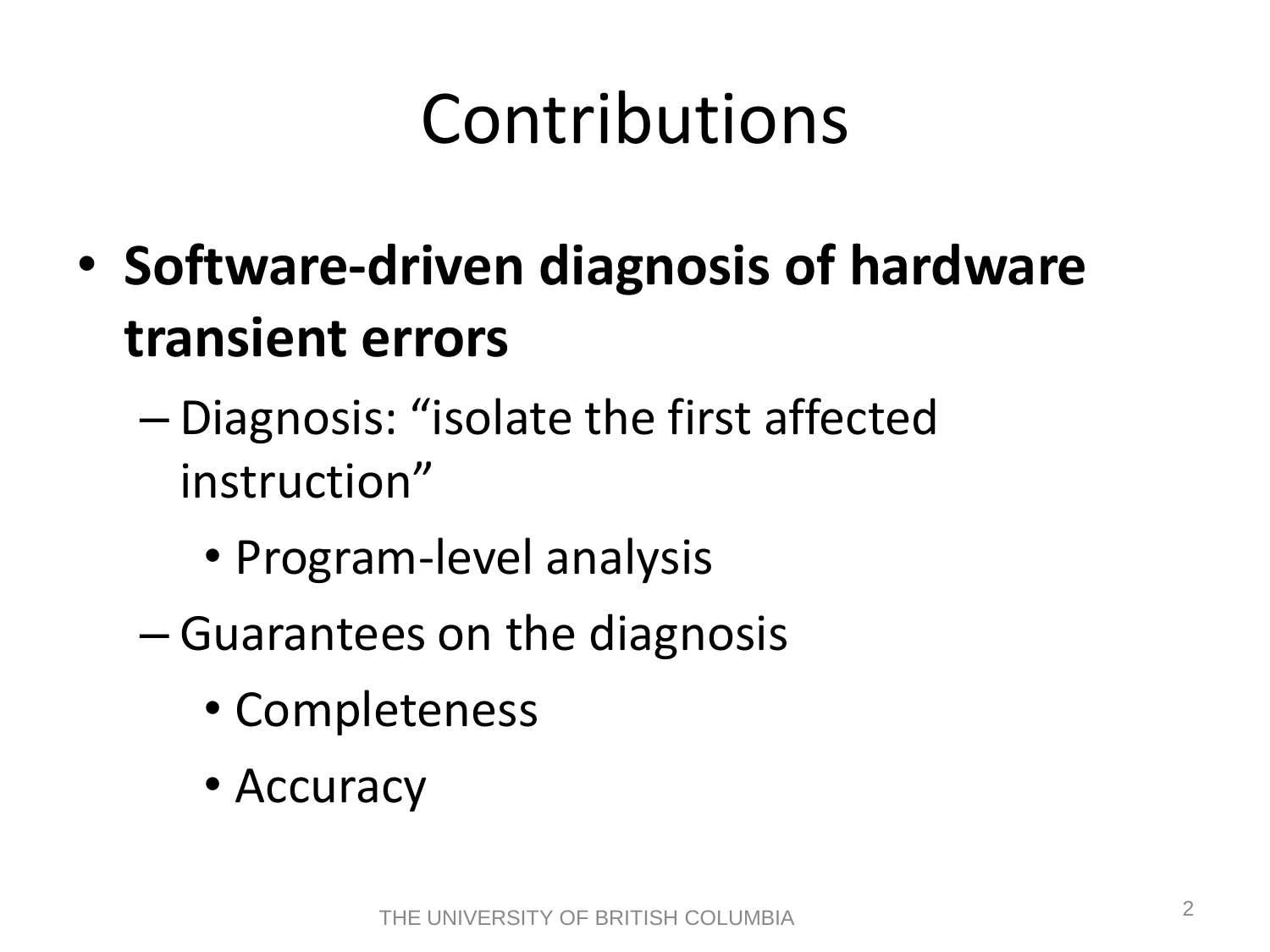# Contributions

- **Software-driven diagnosis of hardware transient errors**
  - Diagnosis: "isolate the first affected instruction"
    - Program-level analysis
  - Guarantees on the diagnosis
    - Completeness
    - Accuracy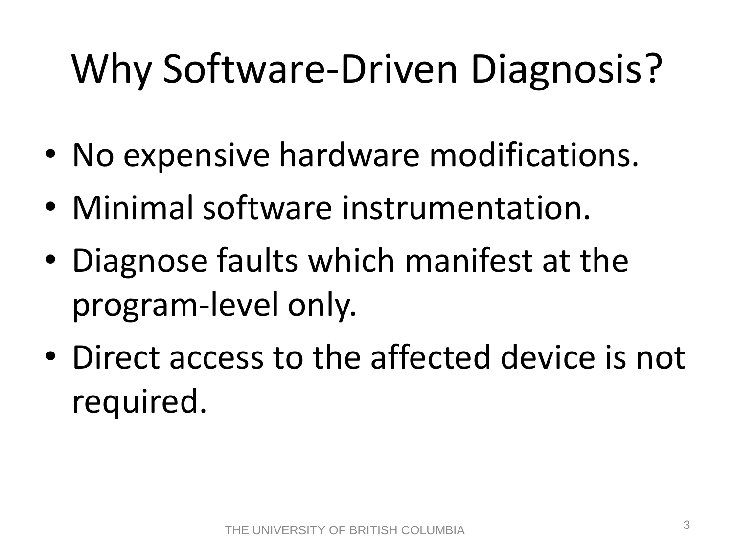# Why Software-Driven Diagnosis?

- No expensive hardware modifications.
- Minimal software instrumentation.
- Diagnose faults which manifest at the program-level only.
- Direct access to the affected device is not required.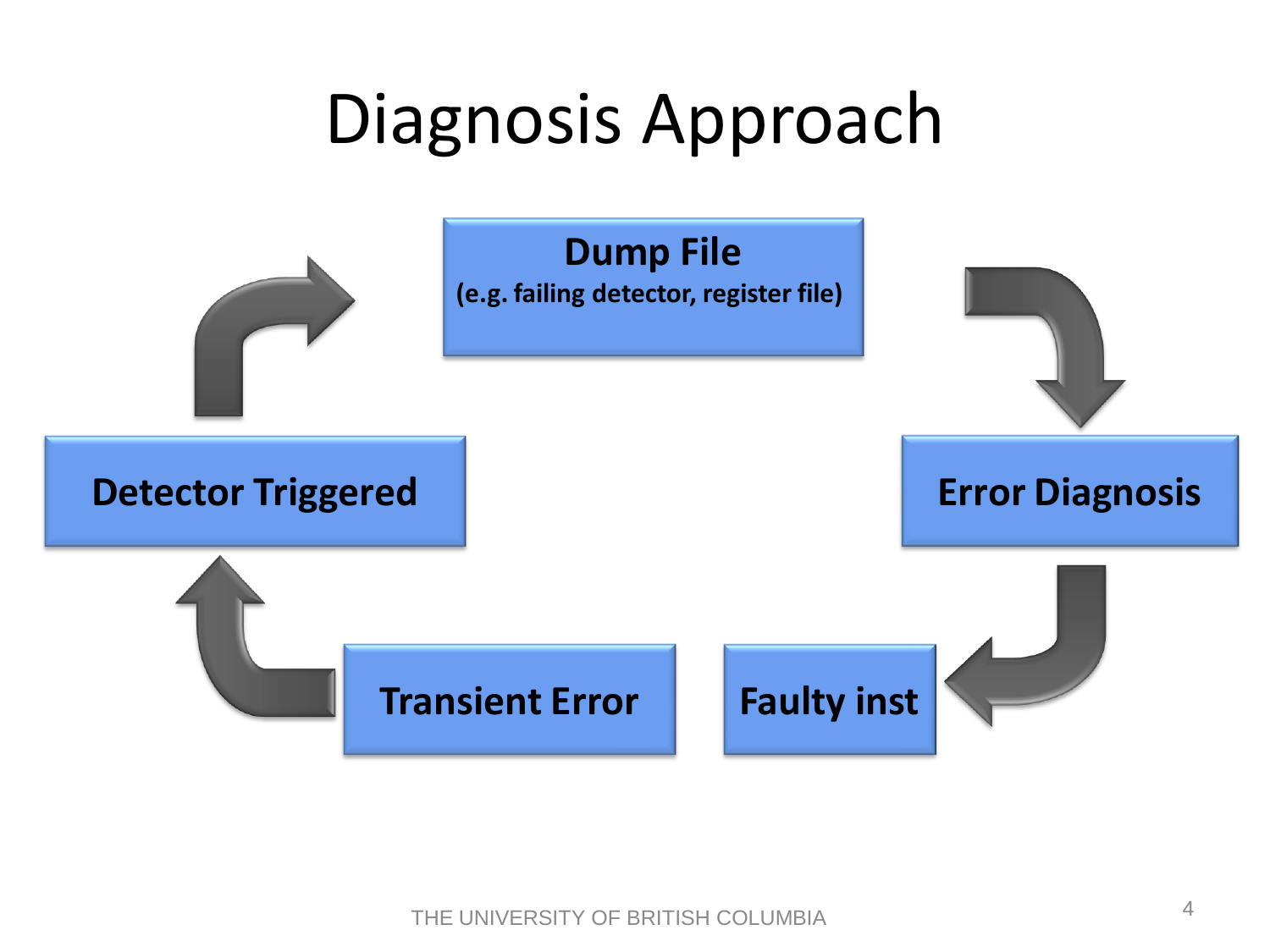# Diagnosis Approach

**Dump File**
**(e.g. failing detector, register file)**

**Error Diagnosis**

**Faulty inst**

**Transient Error**

**Detector Triggered**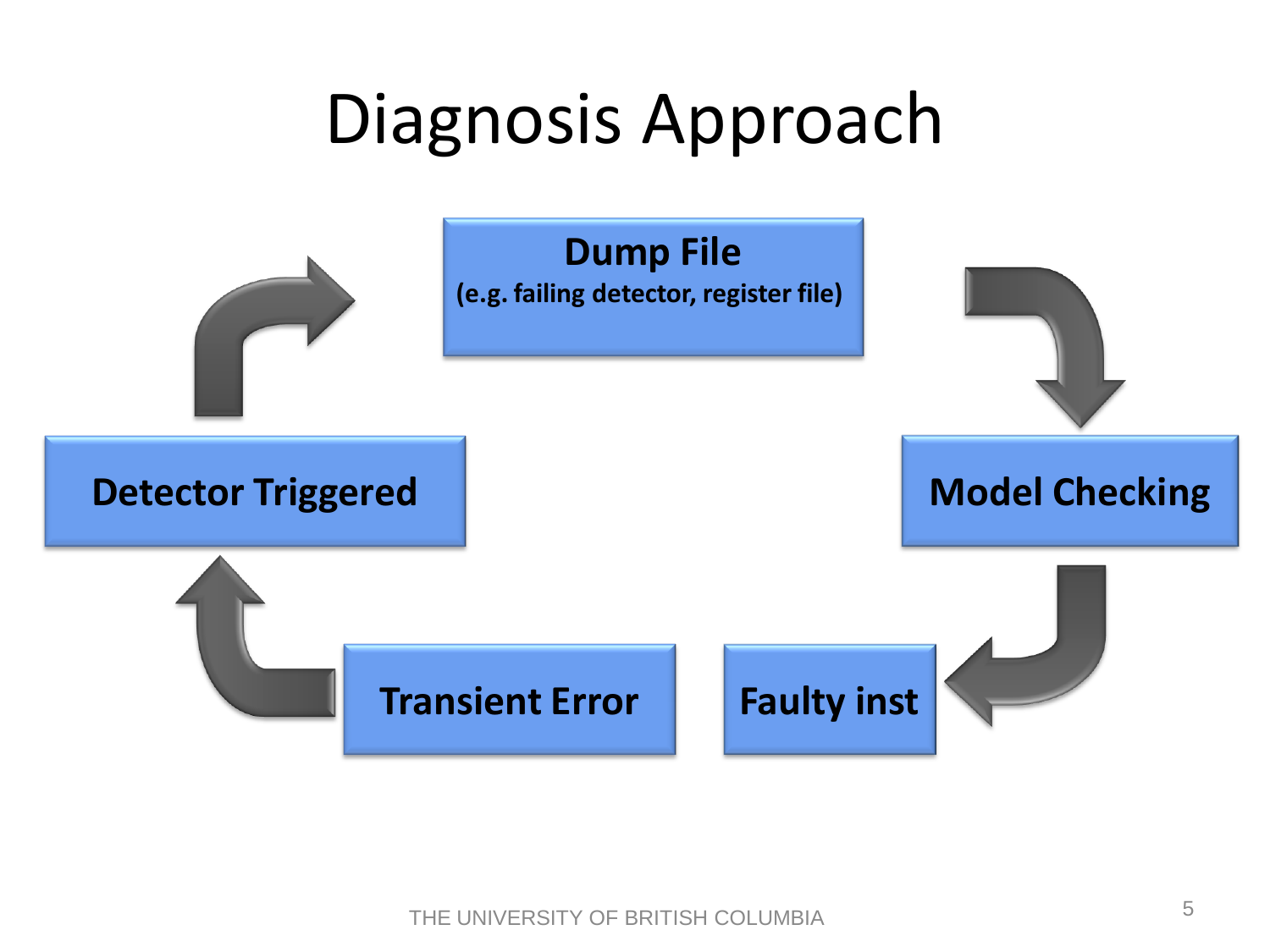# Diagnosis Approach

**Dump File**
**(e.g. failing detector, register file)**

**Model Checking**

**Faulty inst**

**Transient Error**

**Detector Triggered**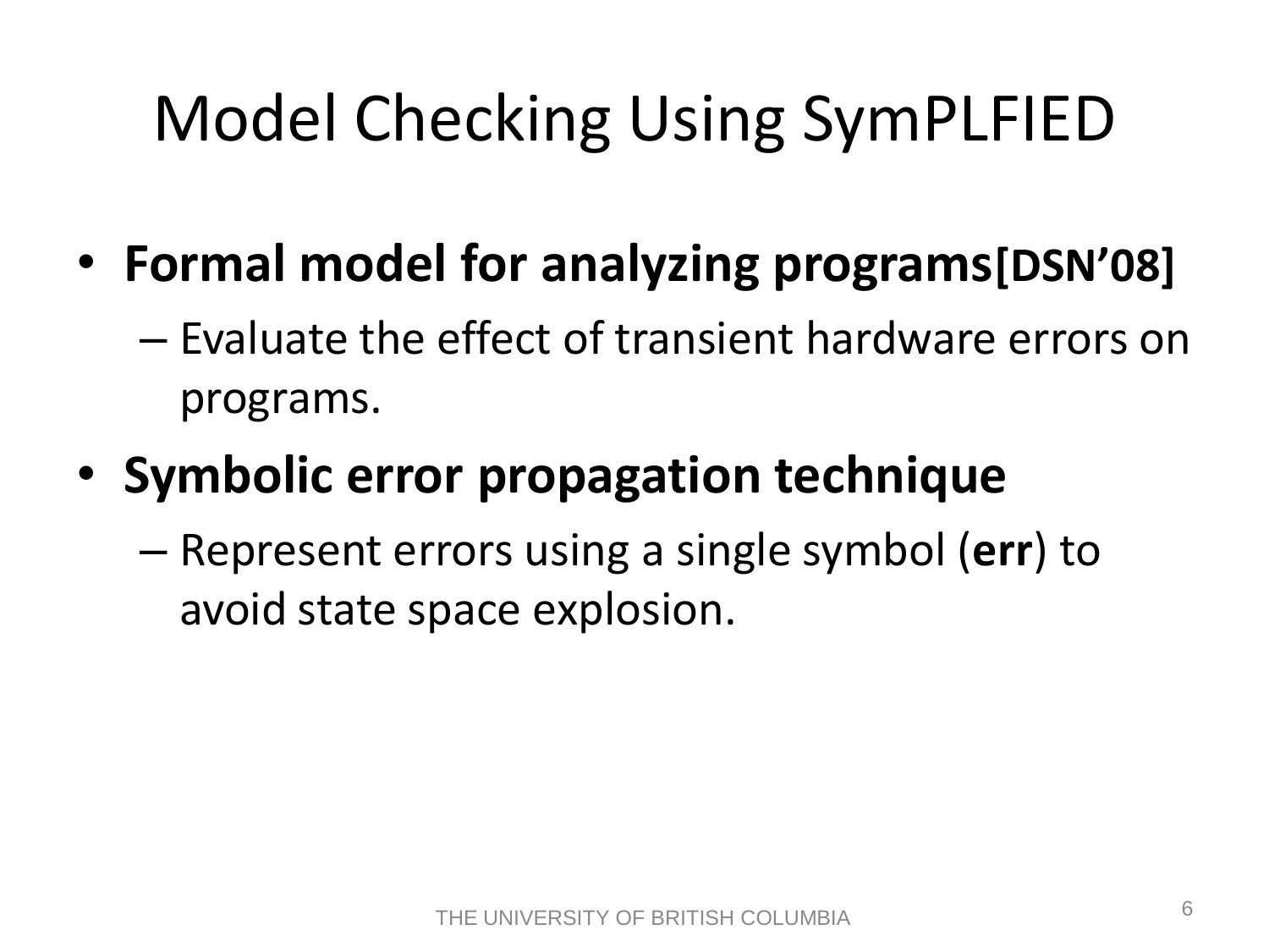# Model Checking Using SymPLFIED

- **Formal model for analyzing programs[DSN'08]**
  - Evaluate the effect of transient hardware errors on programs.
- **Symbolic error propagation technique**
  - Represent errors using a single symbol (**err**) to avoid state space explosion.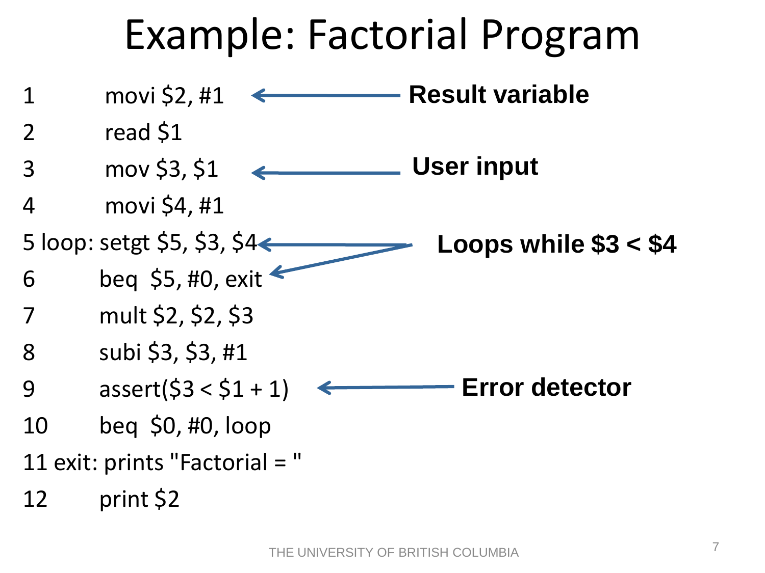# Example: Factorial Program

```
1          movi $2, #1
2          read $1
3          mov $3, $1
4          movi $4, #1
5 loop: setgt $5, $3, $4
6          beq  $5, #0, exit
7          mult $2, $2, $3
8          subi $3, $3, #1
9          assert($3 < $1 + 1)
10         beq  $0, #0, loop
11 exit: prints "Factorial = "
12         print $2
```

- **Result variable** (line 1)
- **User input** (line 3)
- **Loops while $3 < $4** (lines 5–6)
- **Error detector** (line 9)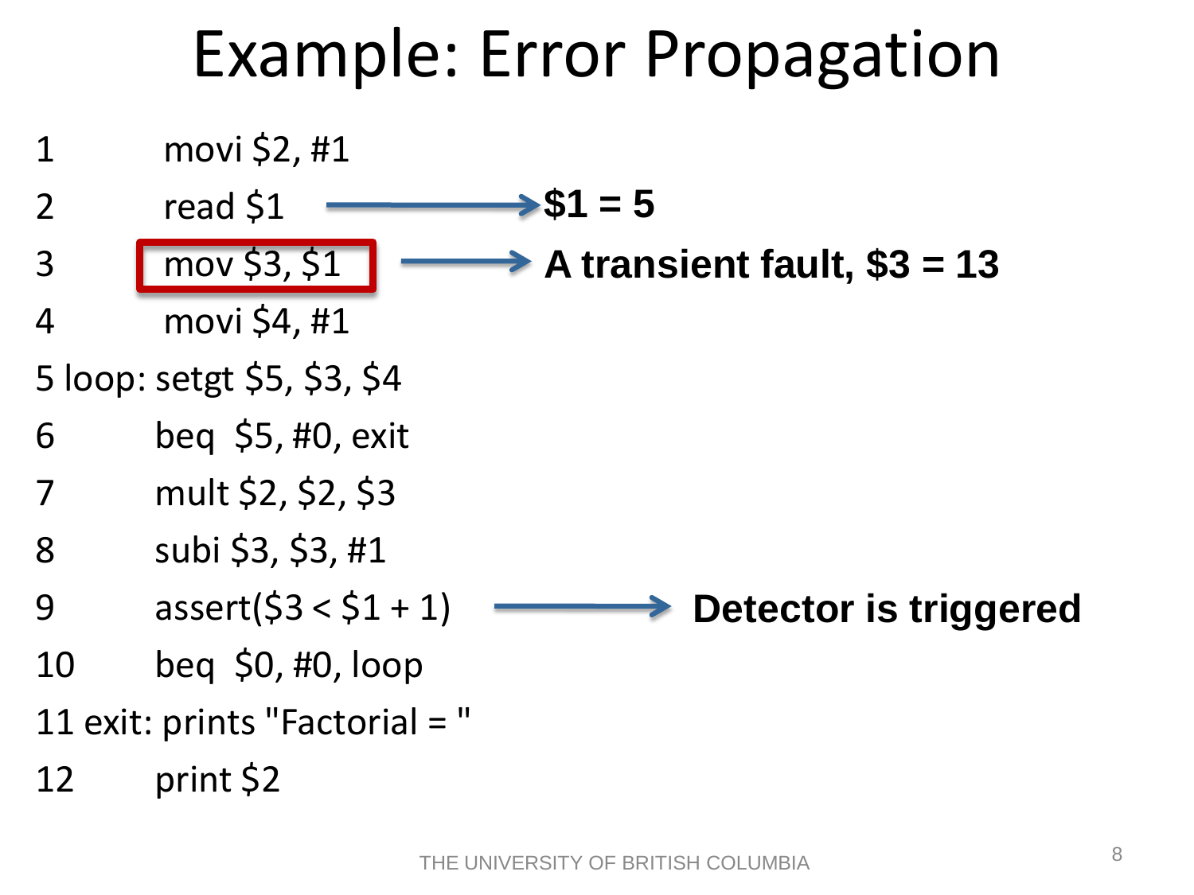# Example: Error Propagation

```
1         movi $2, #1
2         read $1                  → $1 = 5
3         mov $3, $1               → A transient fault, $3 = 13
4         movi $4, #1
5 loop:   setgt $5, $3, $4
6         beq  $5, #0, exit
7         mult $2, $2, $3
8         subi $3, $3, #1
9         assert($3 < $1 + 1)      → Detector is triggered
10        beq  $0, #0, loop
11 exit:  prints "Factorial = "
12        print $2
```

THE UNIVERSITY OF BRITISH COLUMBIA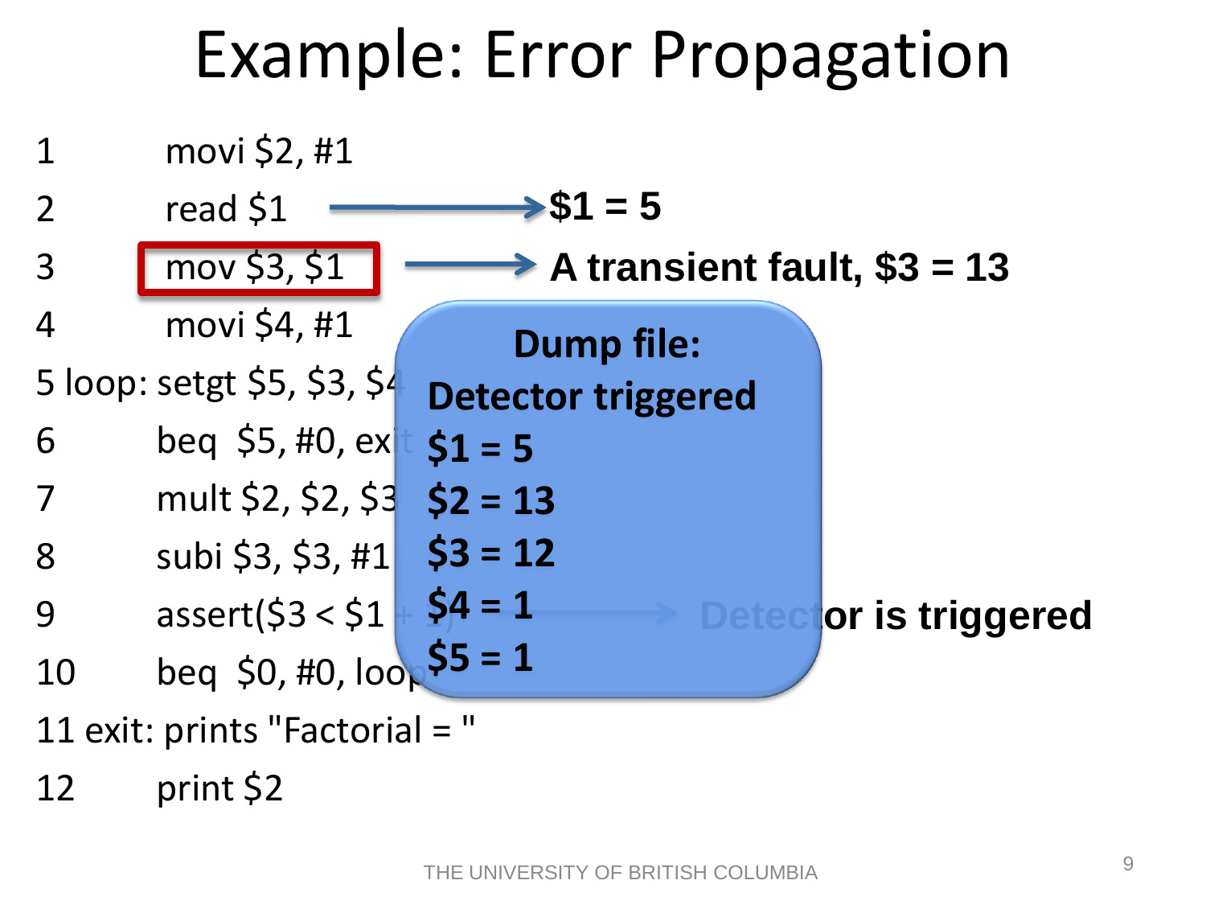# Example: Error Propagation

```
1         movi $2, #1
2         read $1
3         mov $3, $1
4         movi $4, #1
5 loop: setgt $5, $3, $4
6         beq  $5, #0, exit
7         mult $2, $2, $3
8         subi $3, $3, #1
9         assert($3 < $1 + 1)
10        beq  $0, #0, loop
11 exit: prints "Factorial = "
12        print $2
```

**$1 = 5**

**A transient fault, $3 = 13**

**Dump file:**
**Detector triggered**
**$1 = 5**
**$2 = 13**
**$3 = 12**
**$4 = 1**
**$5 = 1**

**Detector is triggered**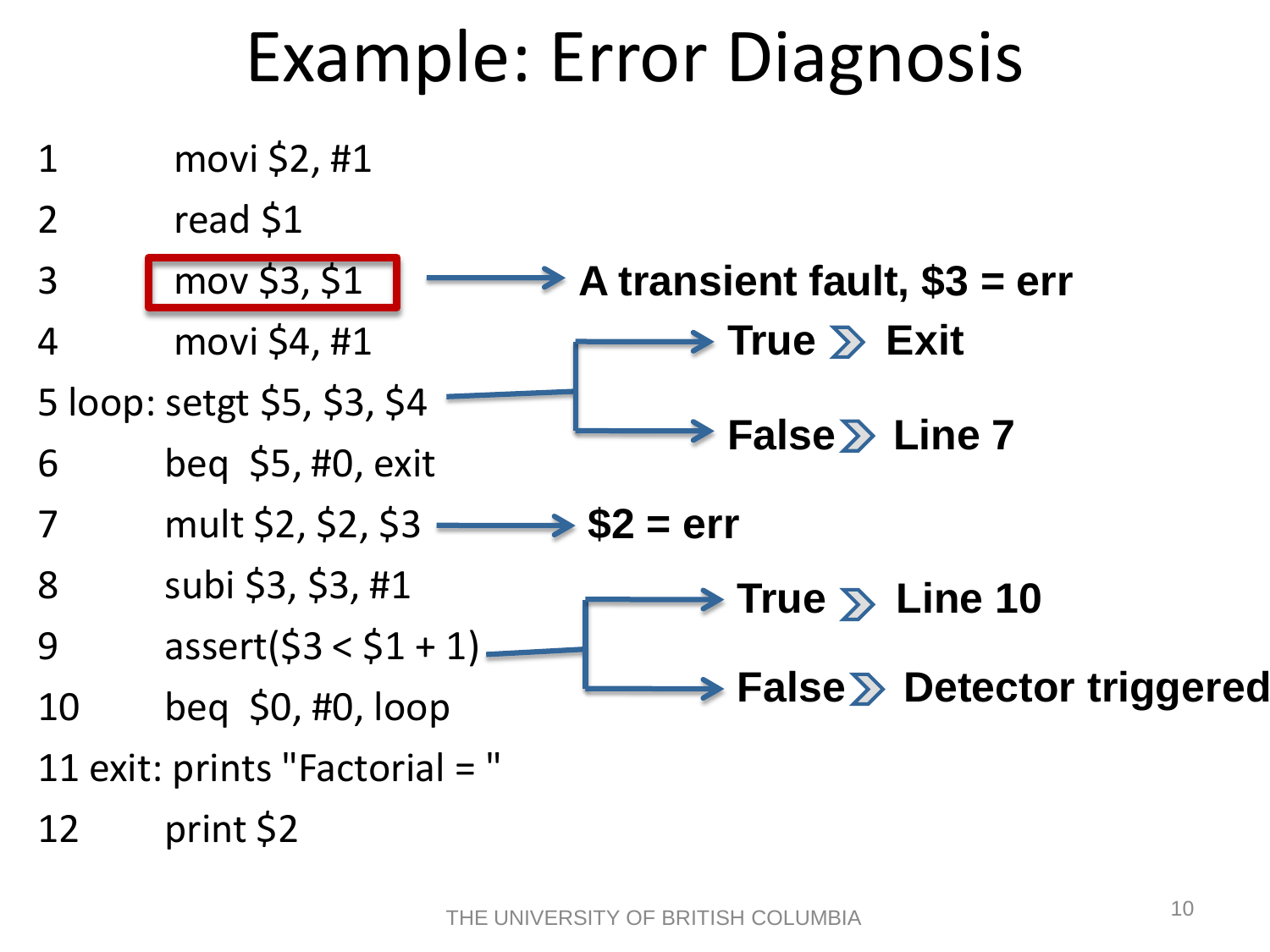# Example: Error Diagnosis

```
1          movi $2, #1
2          read $1
3          mov $3, $1
4          movi $4, #1
5 loop: setgt $5, $3, $4
6          beq  $5, #0, exit
7          mult $2, $2, $3
8          subi $3, $3, #1
9          assert($3 < $1 + 1)
10         beq  $0, #0, loop
11 exit: prints "Factorial = "
12         print $2
```

- Line 3 (mov $3, $1) → **A transient fault, $3 = err**
- Line 5 (setgt $5, $3, $4):
  - **True » Exit**
  - **False » Line 7**
- Line 7 (mult $2, $2, $3) → **$2 = err**
- Line 9 (assert($3 < $1 + 1)):
  - **True » Line 10**
  - **False » Detector triggered**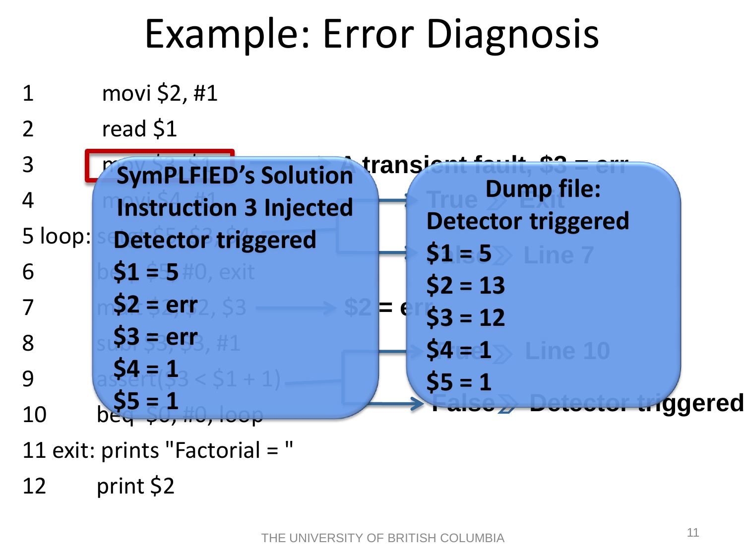# Example: Error Diagnosis

```
1        movi $2, #1
2        read $1
3        mov $3, $1
4        movi $4, #1
5 loop:  setgt $5, $3, $4
6        beq $5, #0, exit
7        mult $2, $2, $3
8        subi $3, $3, #1
9        assert($3 < $1 + 1)
10       beq $0, #0, loop
11 exit: prints "Factorial = "
12       print $2
```

A transient fault, $3 = err

True ≫ Exit

False ≫ Line 7

$2 = err

True ≫ Line 10

False ≫ Detector triggered

**SymPLFIED's Solution**
**Instruction 3 Injected**
**Detector triggered**
**$1 = 5**
**$2 = err**
**$3 = err**
**$4 = 1**
**$5 = 1**

**Dump file:**
**Detector triggered**
**$1 = 5**
**$2 = 13**
**$3 = 12**
**$4 = 1**
**$5 = 1**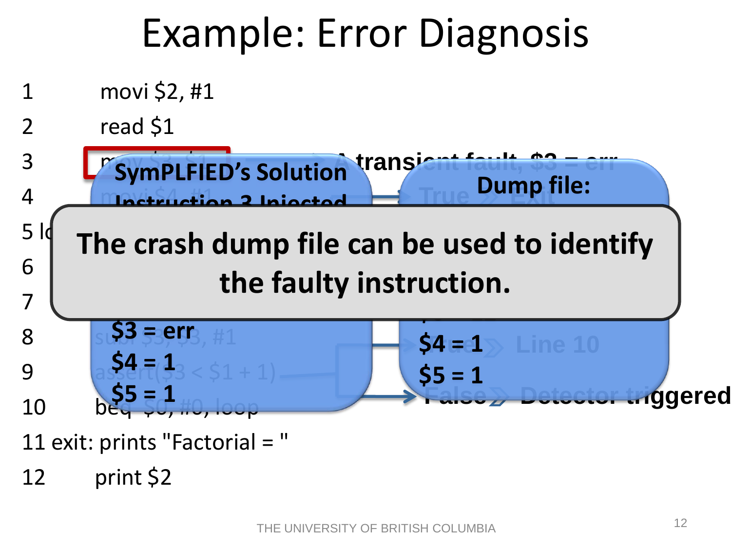# Example: Error Diagnosis

```
1         movi $2, #1
2         read $1
3         mov $3, $1
4         movi $4, #1
5 loop:
6
7
8         subi $3, $3, #1
9         assert($3 < $1 + 1)
10        beq $0, #0, loop
11 exit: prints "Factorial = "
12        print $2
```

A transient fault, $3 = err

**SymPLFIED's Solution**

**Instruction 3 Injected**

**$3 = err**

**$4 = 1**

**$5 = 1**

**Dump file:**

**$4 = 1**

**$5 = 1**

True » Exit

True » Line 10

False » Detector triggered

**The crash dump file can be used to identify the faulty instruction.**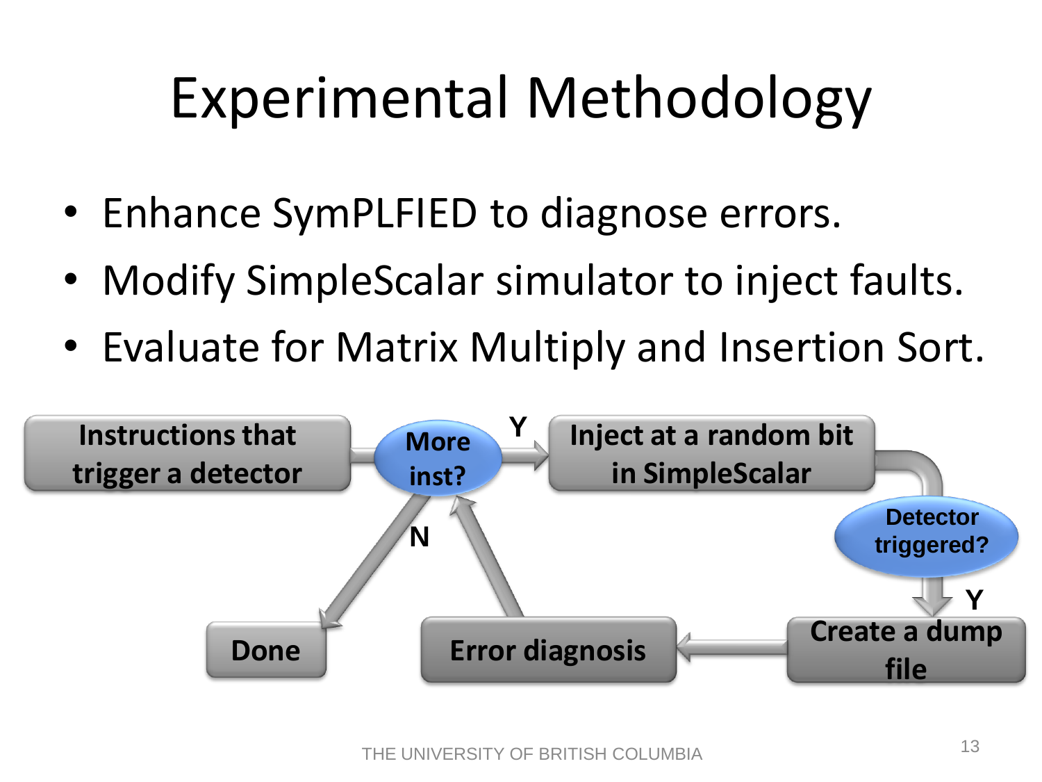# Experimental Methodology

- Enhance SymPLFIED to diagnose errors.
- Modify SimpleScalar simulator to inject faults.
- Evaluate for Matrix Multiply and Insertion Sort.

**Instructions that trigger a detector** → **More inst?**

- Y → **Inject at a random bit in SimpleScalar** → **Detector triggered?** → Y → **Create a dump file** → **Error diagnosis** → **More inst?**
- N → **Done**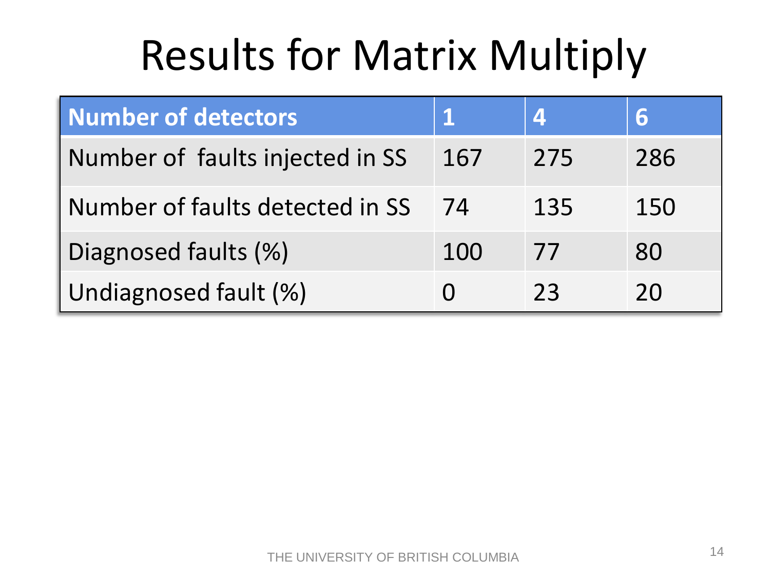# Results for Matrix Multiply

| Number of detectors | 1 | 4 | 6 |
|---|---|---|---|
| Number of faults injected in SS | 167 | 275 | 286 |
| Number of faults detected in SS | 74 | 135 | 150 |
| Diagnosed faults (%) | 100 | 77 | 80 |
| Undiagnosed fault (%) | 0 | 23 | 20 |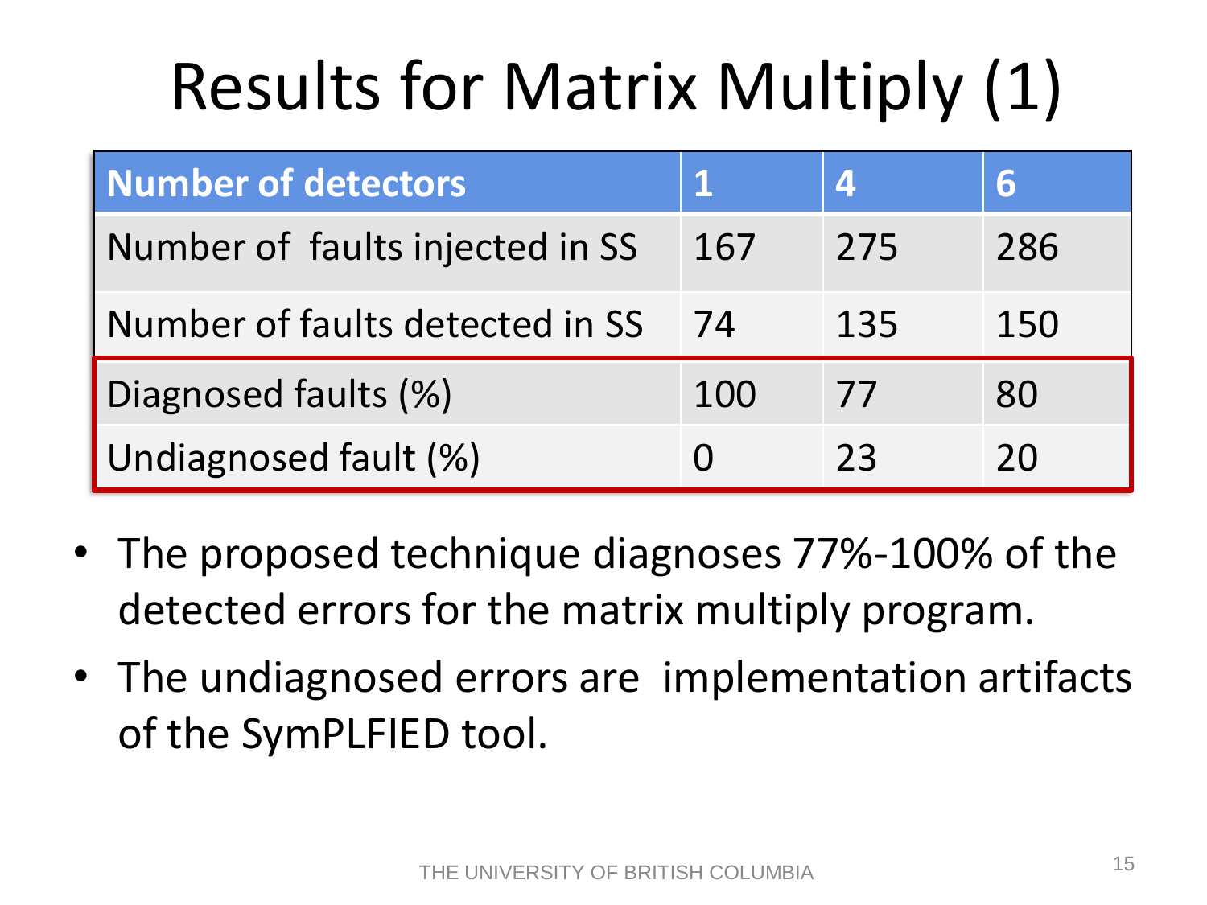# Results for Matrix Multiply (1)

| Number of detectors | 1 | 4 | 6 |
|---|---|---|---|
| Number of  faults injected in SS | 167 | 275 | 286 |
| Number of faults detected in SS | 74 | 135 | 150 |
| Diagnosed faults (%) | 100 | 77 | 80 |
| Undiagnosed fault (%) | 0 | 23 | 20 |

- The proposed technique diagnoses 77%-100% of the detected errors for the matrix multiply program.
- The undiagnosed errors are  implementation artifacts of the SymPLFIED tool.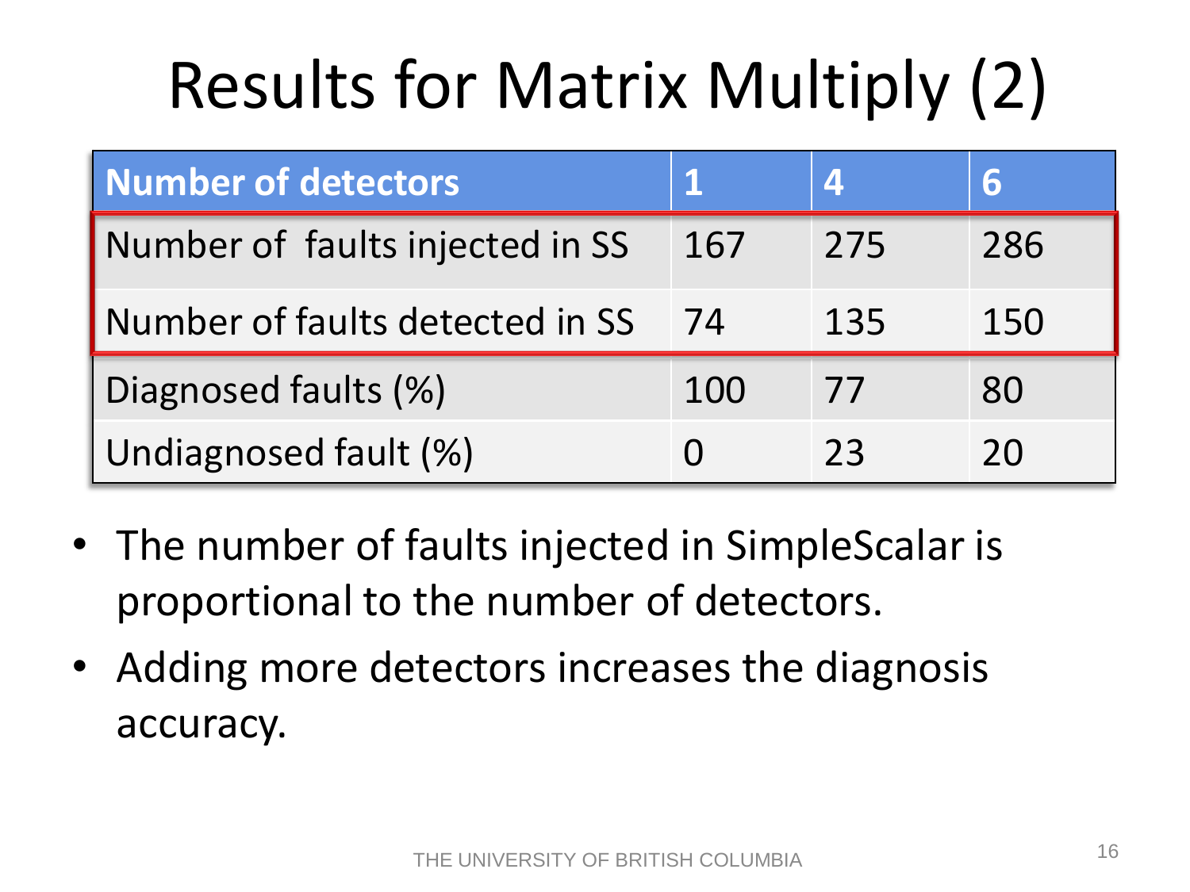# Results for Matrix Multiply (2)

| Number of detectors | 1 | 4 | 6 |
| --- | --- | --- | --- |
| Number of  faults injected in SS | 167 | 275 | 286 |
| Number of faults detected in SS | 74 | 135 | 150 |
| Diagnosed faults (%) | 100 | 77 | 80 |
| Undiagnosed fault (%) | 0 | 23 | 20 |

- The number of faults injected in SimpleScalar is proportional to the number of detectors.
- Adding more detectors increases the diagnosis accuracy.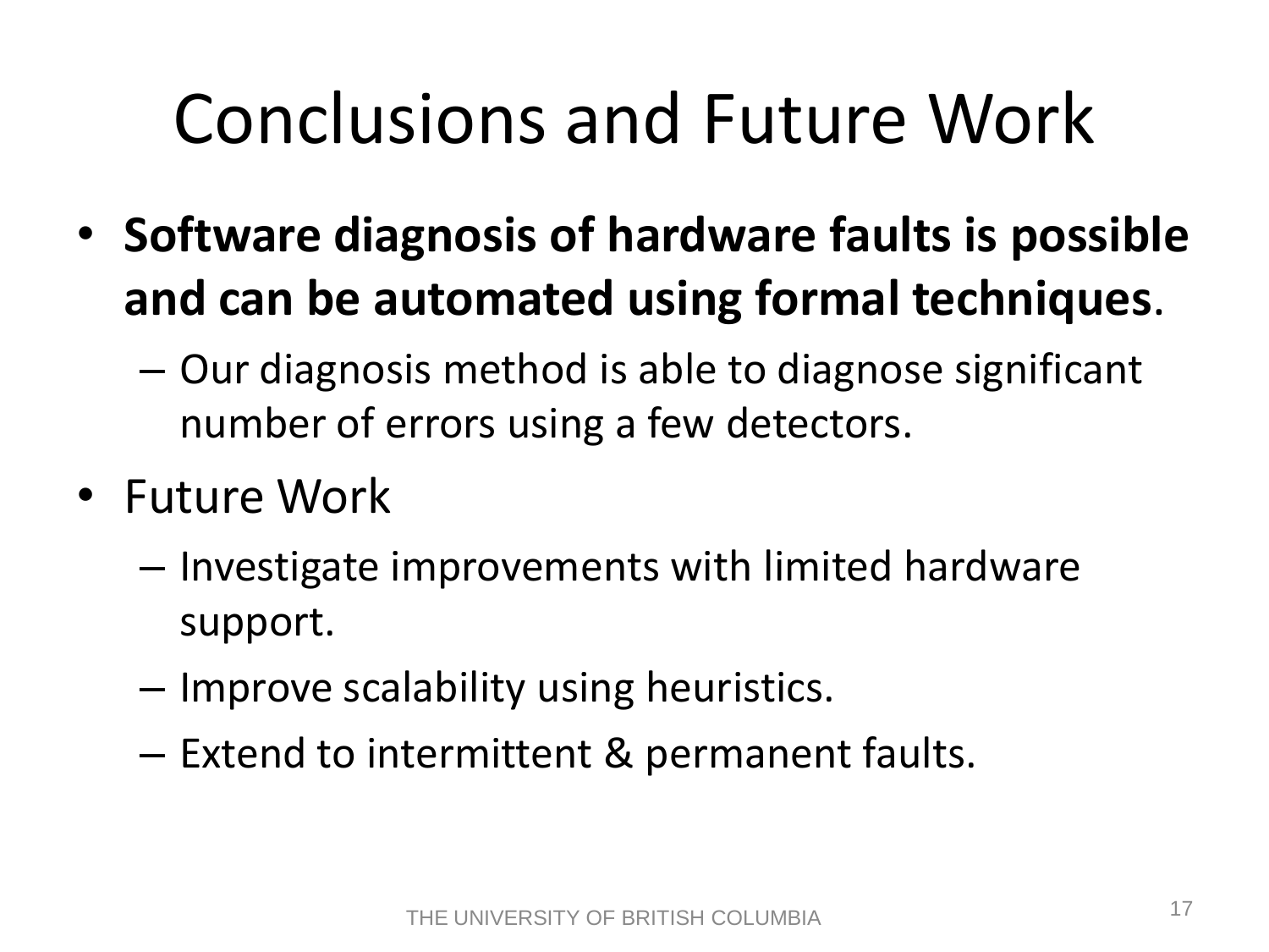# Conclusions and Future Work

- **Software diagnosis of hardware faults is possible and can be automated using formal techniques**.
  - Our diagnosis method is able to diagnose significant number of errors using a few detectors.
- Future Work
  - Investigate improvements with limited hardware support.
  - Improve scalability using heuristics.
  - Extend to intermittent & permanent faults.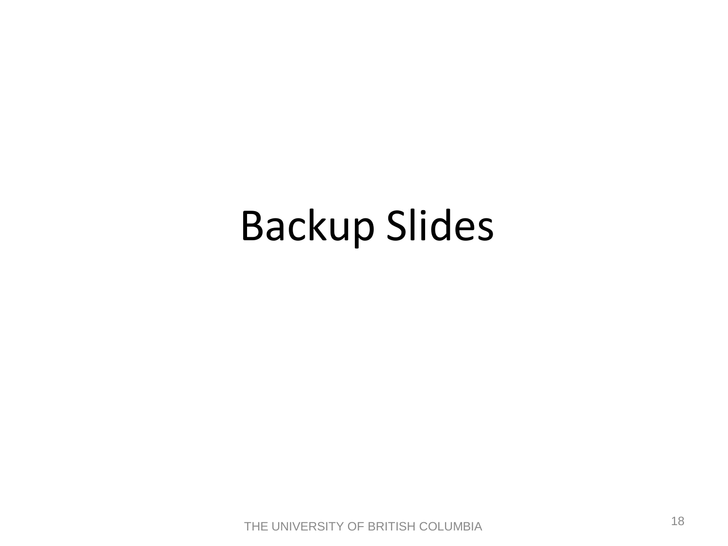# Backup Slides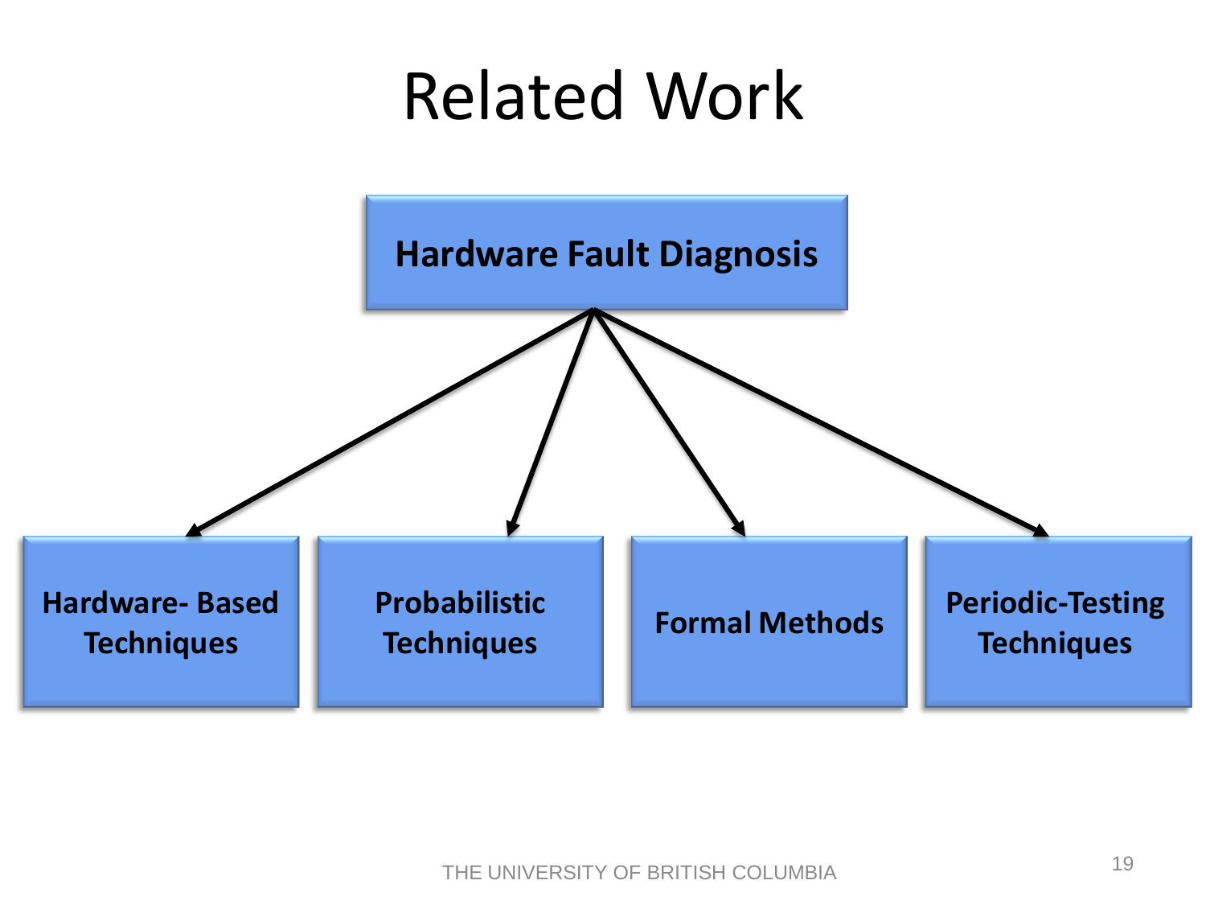# Related Work

**Hardware Fault Diagnosis**

- **Hardware- Based Techniques**
- **Probabilistic Techniques**
- **Formal Methods**
- **Periodic-Testing Techniques**

THE UNIVERSITY OF BRITISH COLUMBIA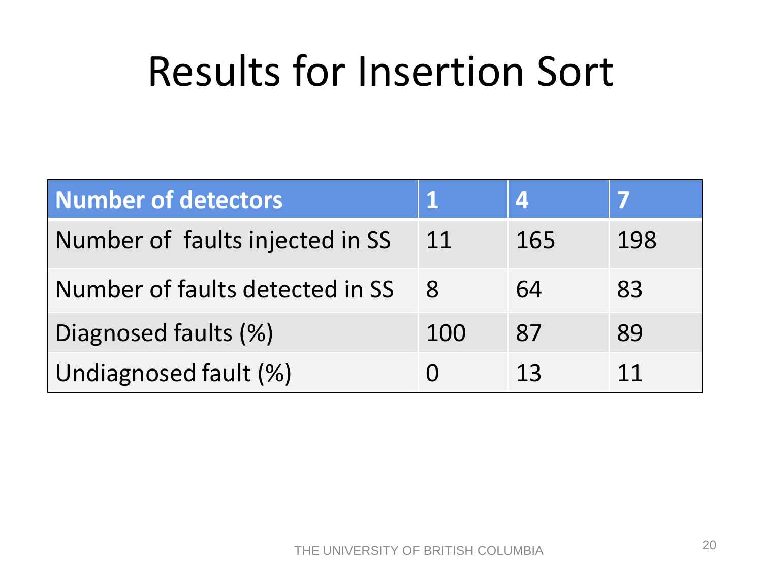# Results for Insertion Sort

| Number of detectors | 1 | 4 | 7 |
|---|---|---|---|
| Number of  faults injected in SS | 11 | 165 | 198 |
| Number of faults detected in SS | 8 | 64 | 83 |
| Diagnosed faults (%) | 100 | 87 | 89 |
| Undiagnosed fault (%) | 0 | 13 | 11 |